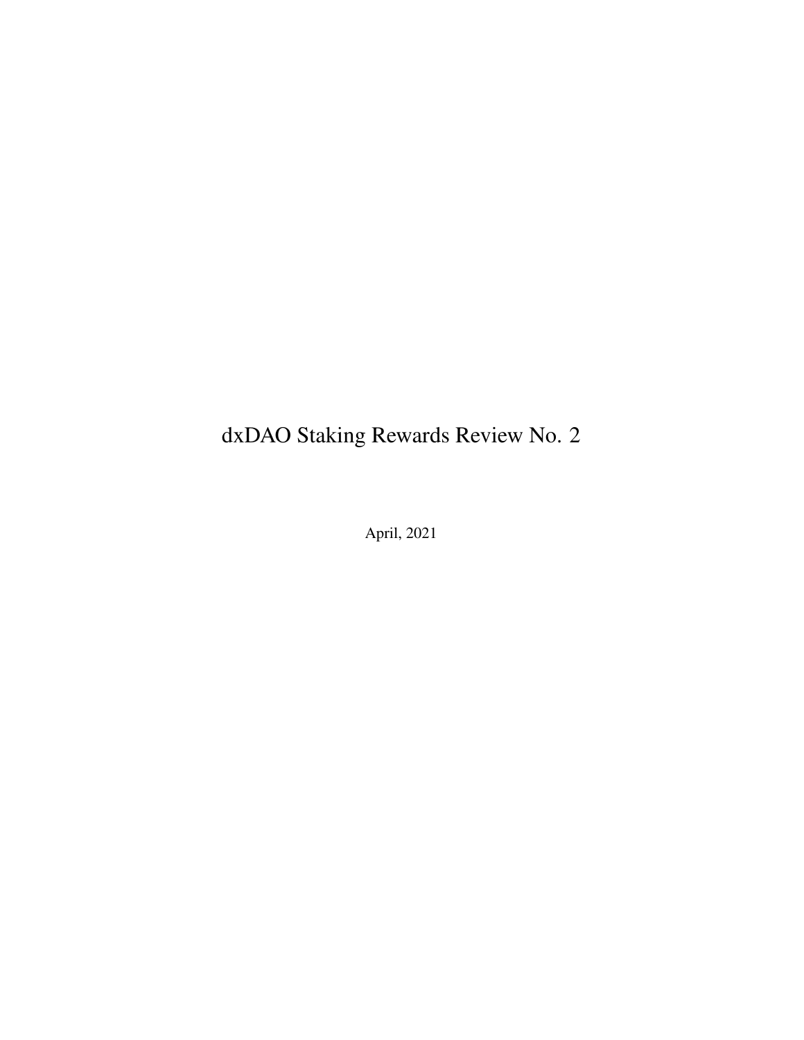# dxDAO Staking Rewards Review No. 2

April, 2021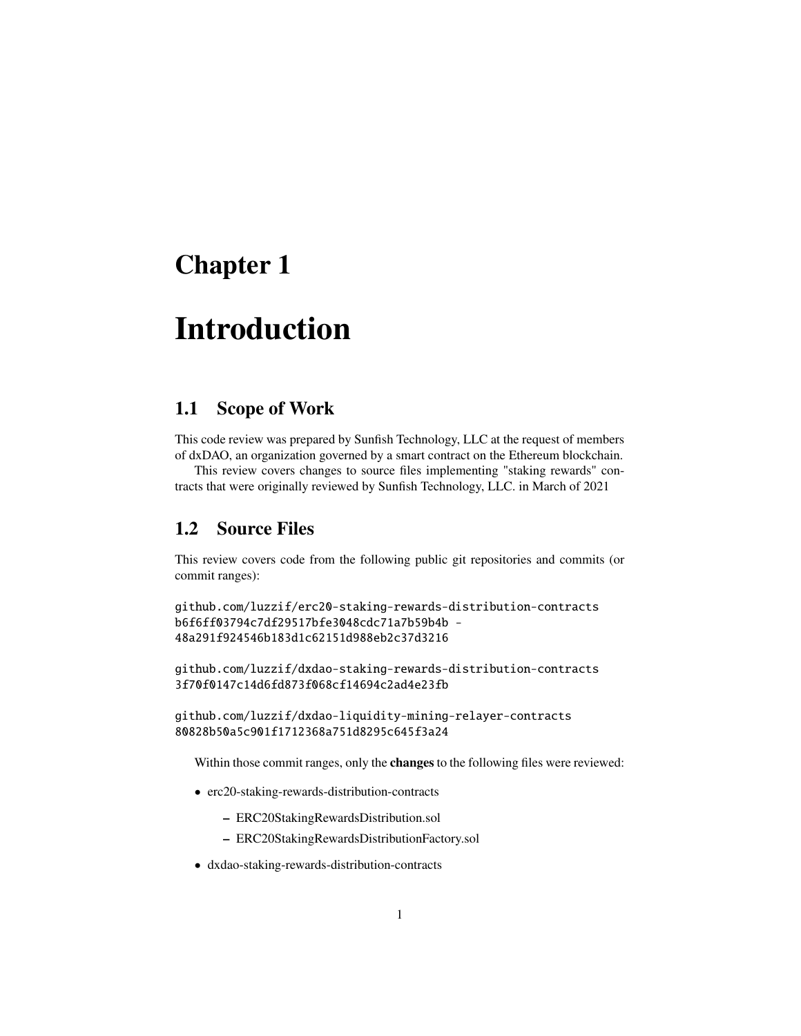# Chapter 1

# Introduction

## 1.1 Scope of Work

This code review was prepared by Sunfish Technology, LLC at the request of members of dxDAO, an organization governed by a smart contract on the Ethereum blockchain.

This review covers changes to source files implementing "staking rewards" contracts that were originally reviewed by Sunfish Technology, LLC. in March of 2021

## 1.2 Source Files

This review covers code from the following public git repositories and commits (or commit ranges):

```
github.com/luzzif/erc20-staking-rewards-distribution-contracts
b6f6ff03794c7df29517bfe3048cdc71a7b59b4b -
48a291f924546b183d1c62151d988eb2c37d3216

github.com/luzzif/dxdao-staking-rewards-distribution-contracts
3f70f0147c14d6fd873f068cf14694c2ad4e23fb

github.com/luzzif/dxdao-liquidity-mining-relayer-contracts
80828b50a5c901f1712368a751d8295c645f3a24
```

Within those commit ranges, only the **changes** to the following files were reviewed:

- erc20-staking-rewards-distribution-contracts
  - ERC20StakingRewardsDistribution.sol
  - ERC20StakingRewardsDistributionFactory.sol
- dxdao-staking-rewards-distribution-contracts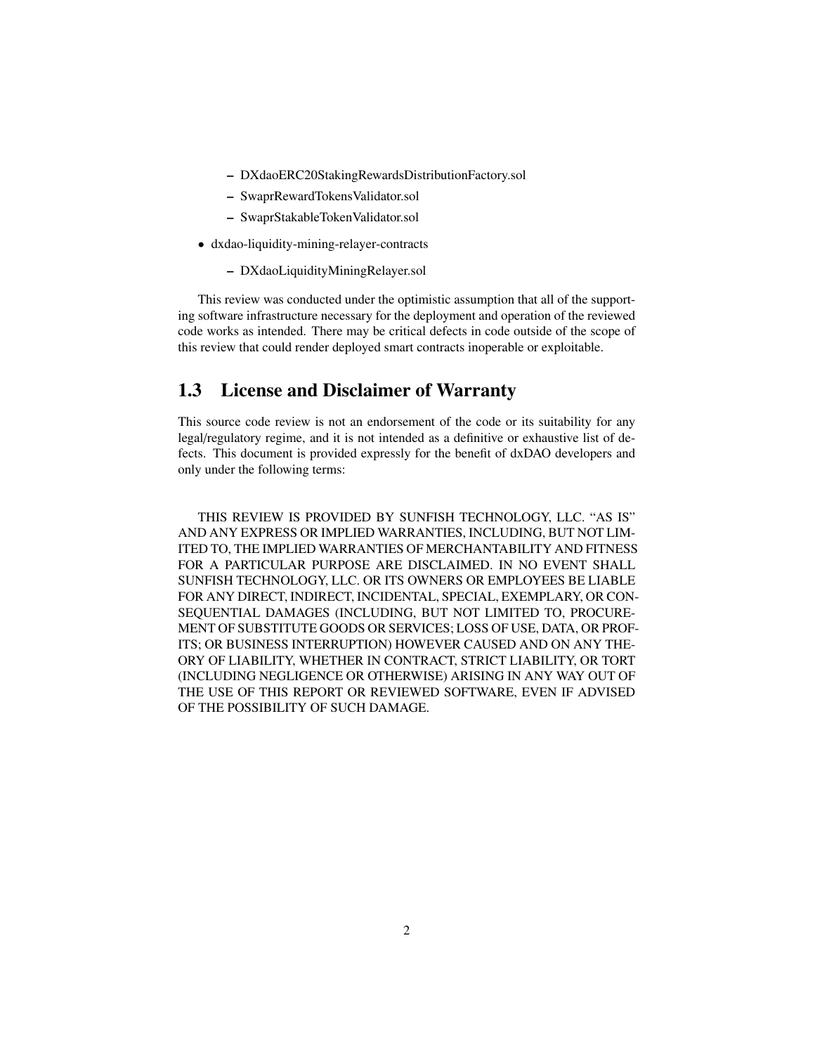- DXdaoERC20StakingRewardsDistributionFactory.sol
  - SwaprRewardTokensValidator.sol
  - SwaprStakableTokenValidator.sol

- dxdao-liquidity-mining-relayer-contracts
  - DXdaoLiquidityMiningRelayer.sol

This review was conducted under the optimistic assumption that all of the supporting software infrastructure necessary for the deployment and operation of the reviewed code works as intended. There may be critical defects in code outside of the scope of this review that could render deployed smart contracts inoperable or exploitable.

## 1.3 License and Disclaimer of Warranty

This source code review is not an endorsement of the code or its suitability for any legal/regulatory regime, and it is not intended as a definitive or exhaustive list of defects. This document is provided expressly for the benefit of dxDAO developers and only under the following terms:

THIS REVIEW IS PROVIDED BY SUNFISH TECHNOLOGY, LLC. "AS IS" AND ANY EXPRESS OR IMPLIED WARRANTIES, INCLUDING, BUT NOT LIMITED TO, THE IMPLIED WARRANTIES OF MERCHANTABILITY AND FITNESS FOR A PARTICULAR PURPOSE ARE DISCLAIMED. IN NO EVENT SHALL SUNFISH TECHNOLOGY, LLC. OR ITS OWNERS OR EMPLOYEES BE LIABLE FOR ANY DIRECT, INDIRECT, INCIDENTAL, SPECIAL, EXEMPLARY, OR CONSEQUENTIAL DAMAGES (INCLUDING, BUT NOT LIMITED TO, PROCUREMENT OF SUBSTITUTE GOODS OR SERVICES; LOSS OF USE, DATA, OR PROFITS; OR BUSINESS INTERRUPTION) HOWEVER CAUSED AND ON ANY THEORY OF LIABILITY, WHETHER IN CONTRACT, STRICT LIABILITY, OR TORT (INCLUDING NEGLIGENCE OR OTHERWISE) ARISING IN ANY WAY OUT OF THE USE OF THIS REPORT OR REVIEWED SOFTWARE, EVEN IF ADVISED OF THE POSSIBILITY OF SUCH DAMAGE.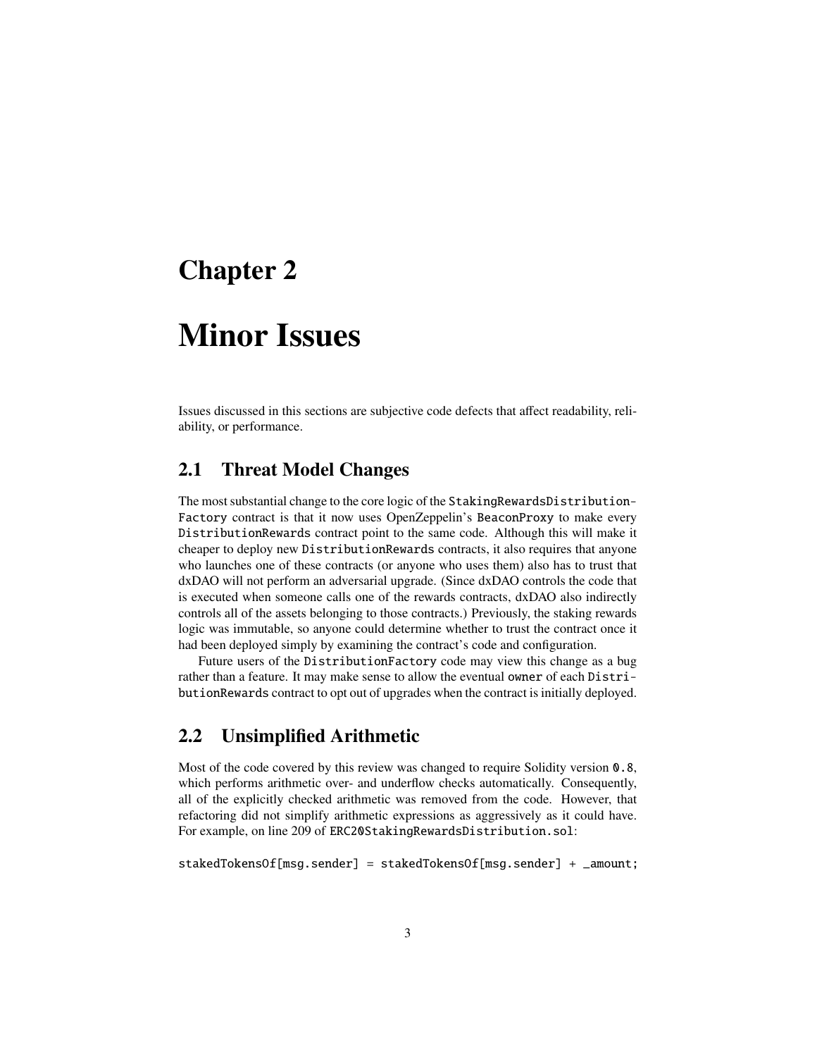# Chapter 2

# Minor Issues

Issues discussed in this sections are subjective code defects that affect readability, reliability, or performance.

## 2.1 Threat Model Changes

The most substantial change to the core logic of the `StakingRewardsDistributionFactory` contract is that it now uses OpenZeppelin's `BeaconProxy` to make every `DistributionRewards` contract point to the same code. Although this will make it cheaper to deploy new `DistributionRewards` contracts, it also requires that anyone who launches one of these contracts (or anyone who uses them) also has to trust that dxDAO will not perform an adversarial upgrade. (Since dxDAO controls the code that is executed when someone calls one of the rewards contracts, dxDAO also indirectly controls all of the assets belonging to those contracts.) Previously, the staking rewards logic was immutable, so anyone could determine whether to trust the contract once it had been deployed simply by examining the contract's code and configuration.

Future users of the `DistributionFactory` code may view this change as a bug rather than a feature. It may make sense to allow the eventual `owner` of each `DistributionRewards` contract to opt out of upgrades when the contract is initially deployed.

## 2.2 Unsimplified Arithmetic

Most of the code covered by this review was changed to require Solidity version `0.8`, which performs arithmetic over- and underflow checks automatically. Consequently, all of the explicitly checked arithmetic was removed from the code. However, that refactoring did not simplify arithmetic expressions as aggressively as it could have. For example, on line 209 of `ERC20StakingRewardsDistribution.sol`:

```
stakedTokensOf[msg.sender] = stakedTokensOf[msg.sender] + _amount;
```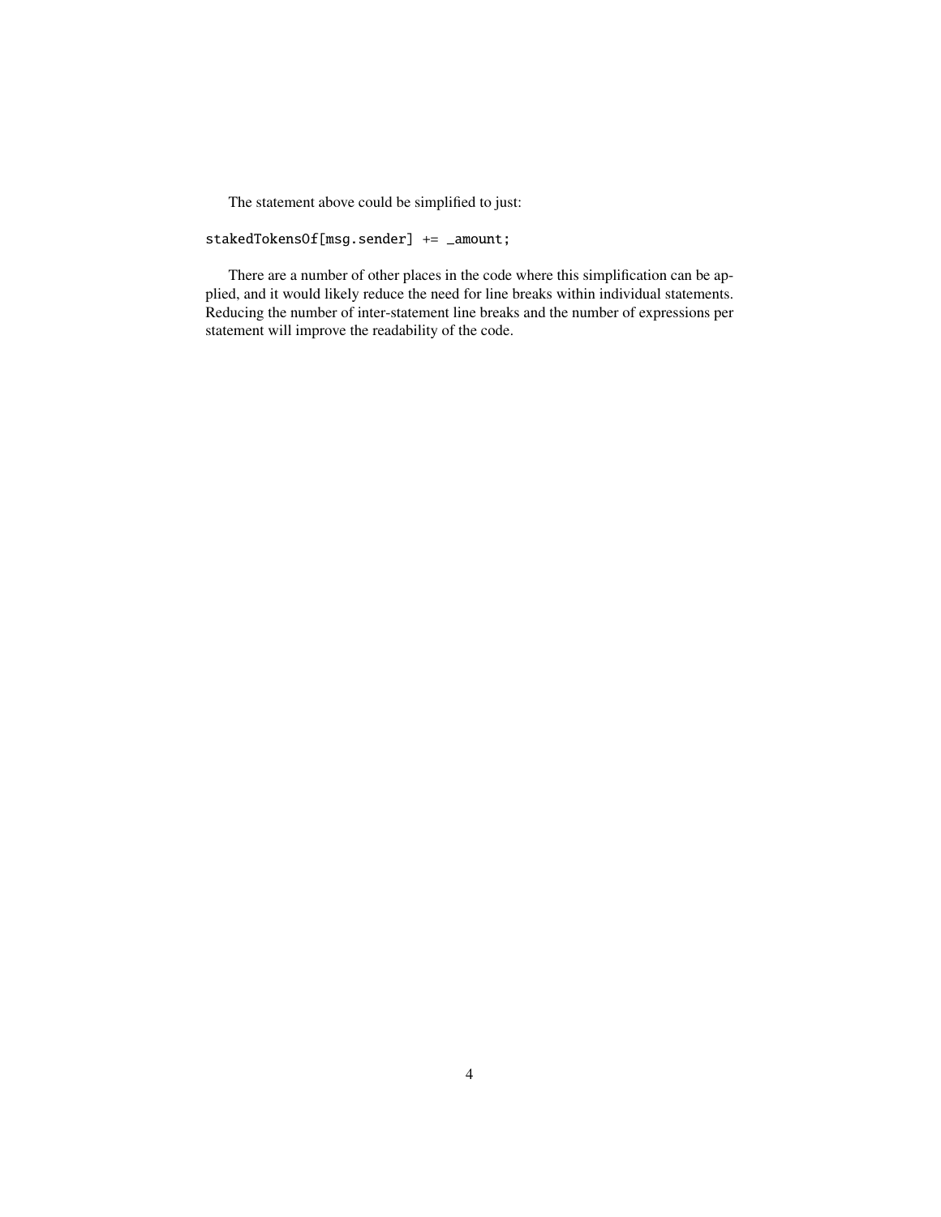The statement above could be simplified to just:

```
stakedTokensOf[msg.sender] += _amount;
```

There are a number of other places in the code where this simplification can be applied, and it would likely reduce the need for line breaks within individual statements. Reducing the number of inter-statement line breaks and the number of expressions per statement will improve the readability of the code.